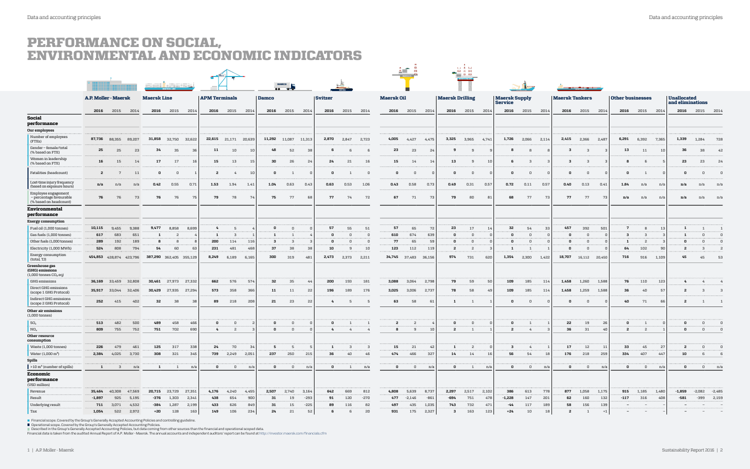# PERFORMANCE ON SOCIAL, ENVIRONMENTAL AND ECONOMIC INDICATORS

| | A.P. Moller - Maersk | | | Maersk Line | | | APM Terminals | | | Damco | | | Svitzer | | | Maersk Oil | | | Maersk Drilling | | | Maersk Supply Service | | | Maersk Tankers | | | Other businesses | | | Unallocated and eliminations | | |
|---|---|---|---|---|---|---|---|---|---|---|---|---|---|---|---|---|---|---|---|---|---|---|---|---|---|---|---|---|---|---|---|---|---|
| | 2016 | 2015 | 2014 | 2016 | 2015 | 2014 | 2016 | 2015 | 2014 | 2016 | 2015 | 2014 | 2016 | 2015 | 2014 | 2016 | 2015 | 2014 | 2016 | 2015 | 2014 | 2016 | 2015 | 2014 | 2016 | 2015 | 2014 | 2016 | 2015 | 2014 | 2016 | 2015 | 2014 |
| **Social performance** | | | | | | | | | | | | | | | | | | | | | | | | | | | | | | | | | |
| **Our employees** | | | | | | | | | | | | | | | | | | | | | | | | | | | | | | | | | |
| Number of employees (FTEs) | 87,736 | 88,355 | 89,207 | 31,858 | 32,750 | 32,622 | 22,615 | 21,171 | 20,639 | 11,292 | 11,087 | 11,313 | 2,870 | 2,847 | 2,723 | 4,005 | 4,427 | 4,475 | 3,325 | 3,965 | 4,741 | 1,726 | 2,066 | 2,114 | 2,415 | 2,366 | 2,487 | 6,291 | 6,392 | 7,365 | 1,339 | 1,284 | 728 |
| Gender – female/total (% based on FTE) | 25 | 25 | 23 | 34 | 35 | 36 | 11 | 10 | 10 | 48 | 52 | 38 | 6 | 6 | 6 | 23 | 23 | 24 | 9 | 9 | 9 | 8 | 8 | 8 | 3 | 3 | 3 | 13 | 11 | 10 | 36 | 38 | 42 |
| Women in leadership (% based on FTE) | 16 | 15 | 14 | 17 | 17 | 16 | 15 | 13 | 15 | 30 | 26 | 24 | 24 | 21 | 16 | 15 | 14 | 14 | 13 | 9 | 10 | 6 | 3 | 3 | 3 | 3 | 3 | 8 | 6 | 5 | 23 | 23 | 24 |
| Fatalities (headcount) | 2 | 7 | 11 | 0 | 0 | 1 | 2 | 4 | 10 | 0 | 1 | 0 | 0 | 1 | 0 | 0 | 0 | 0 | 0 | 0 | 0 | 0 | 0 | 0 | 0 | 0 | 0 | 0 | 1 | 0 | 0 | 0 | 0 |
| Lost-time injury frequency (based on exposure hours) | n/a | n/a | n/a | 0.42 | 0.55 | 0.71 | 1.53 | 1.94 | 1.41 | 1.04 | 0.63 | 0.43 | 0.63 | 0.53 | 1.06 | 0.43 | 0.58 | 0.73 | 0.49 | 0.31 | 0.57 | 0.72 | 0.11 | 0.57 | 0.40 | 0.13 | 0.41 | 1.84 | n/a | n/a | n/a | n/a | n/a |
| Employee engagement – percentage favourable (% based on headcount) | 76 | 76 | 73 | 76 | 76 | 75 | 79 | 78 | 74 | 75 | 77 | 68 | 77 | 74 | 72 | 67 | 71 | 73 | 79 | 80 | 81 | 68 | 77 | 73 | 77 | 77 | 73 | n/a | n/a | n/a | n/a | n/a | n/a |
| **Environmental performance** | | | | | | | | | | | | | | | | | | | | | | | | | | | | | | | | | |
| **Energy consumption** | | | | | | | | | | | | | | | | | | | | | | | | | | | | | | | | | |
| Fuel oil (1,000 tonnes) | 10,115 | 9,455 | 9,388 | 9,477 | 8,858 | 8,699 | 4 | 5 | 4 | 0 | 0 | 0 | 57 | 55 | 51 | 57 | 65 | 72 | 23 | 17 | 14 | 32 | 54 | 33 | 457 | 392 | 501 | 7 | 8 | 13 | 1 | 1 | 1 |
| Gas fuels (1,000 tonnes) | 617 | 683 | 651 | 1 | 2 | 4 | 1 | 3 | 1 | 1 | 1 | 4 | 0 | 0 | 0 | 610 | 674 | 639 | 0 | 0 | 0 | 0 | 0 | 0 | 0 | 0 | 0 | 3 | 3 | 3 | 1 | 0 | 0 |
| Other fuels (1,000 tonnes) | 289 | 192 | 189 | 8 | 8 | 8 | 200 | 114 | 116 | 3 | 3 | 3 | 0 | 0 | 0 | 77 | 65 | 59 | 0 | 0 | 0 | 0 | 0 | 0 | 0 | 0 | 0 | 1 | 2 | 3 | 0 | 0 | 0 |
| Electricity (1,000 MWh) | 524 | 808 | 794 | 54 | 60 | 63 | 231 | 481 | 468 | 37 | 38 | 38 | 10 | 9 | 10 | 123 | 112 | 119 | 2 | 2 | 3 | 1 | 1 | 1 | 0 | 0 | 0 | 64 | 102 | 90 | 2 | 3 | 2 |
| Energy consumption (total, TJ) | 454,853 | 428,874 | 423,796 | 387,290 | 362,405 | 355,129 | 8,249 | 6,189 | 6,165 | 300 | 319 | 481 | 2,473 | 2,373 | 2,211 | 34,745 | 37,483 | 36,156 | 974 | 731 | 620 | 1,354 | 2,300 | 1,422 | 18,707 | 16,112 | 20,450 | 716 | 916 | 1,109 | 45 | 45 | 53 |
| **Greenhouse gas (GHG) emissions** (1,000 tonnes $CO_2$ eq) | | | | | | | | | | | | | | | | | | | | | | | | | | | | | | | | | |
| GHG emissions | 36,169 | 33,459 | 32,808 | 30,461 | 27,973 | 27,332 | 662 | 576 | 574 | 32 | 35 | 44 | 200 | 193 | 181 | 3,088 | 3,064 | 2,798 | 79 | 59 | 50 | 109 | 185 | 114 | 1,458 | 1,260 | 1,588 | 76 | 110 | 123 | 4 | 4 | 4 |
| Direct GHG emissions (scope 1 GHG Protocol) | 35,917 | 33,044 | 32,406 | 30,429 | 27,935 | 27,294 | 573 | 358 | 366 | 11 | 11 | 22 | 196 | 189 | 176 | 3,025 | 3,006 | 2,737 | 78 | 58 | 49 | 109 | 185 | 114 | 1,458 | 1,259 | 1,588 | 36 | 40 | 57 | 2 | 3 | 3 |
| Indirect GHG emissions (scope 2 GHG Protocol) | 252 | 415 | 402 | 32 | 38 | 38 | 89 | 218 | 208 | 21 | 23 | 22 | 4 | 5 | 5 | 63 | 58 | 61 | 1 | 1 | 1 | 0 | 0 | 0 | 0 | 0 | 0 | 40 | 71 | 66 | 2 | 1 | 1 |
| **Other air emissions** (1,000 tonnes) | | | | | | | | | | | | | | | | | | | | | | | | | | | | | | | | | |
| $SO_x$ | 513 | 482 | 500 | 489 | 458 | 466 | 0 | 0 | 2 | 0 | 0 | 0 | 0 | 1 | 1 | 2 | 2 | 4 | 0 | 0 | 0 | 0 | 1 | 1 | 22 | 19 | 26 | 0 | 1 | 0 | 0 | 0 | 0 |
| $NO_x$ | 809 | 755 | 752 | 751 | 702 | 690 | 4 | 2 | 3 | 0 | 0 | 0 | 4 | 4 | 4 | 8 | 9 | 10 | 2 | 1 | 1 | 2 | 4 | 3 | 36 | 31 | 40 | 2 | 2 | 1 | 0 | 0 | 0 |
| **Other resource consumption** | | | | | | | | | | | | | | | | | | | | | | | | | | | | | | | | | |
| Waste (1,000 tonnes) | 226 | 479 | 461 | 125 | 317 | 338 | 24 | 70 | 34 | 5 | 5 | 5 | 1 | 3 | 3 | 15 | 21 | 42 | 1 | 2 | 0 | 3 | 4 | 1 | 17 | 12 | 11 | 33 | 45 | 27 | 2 | 0 | 0 |
| Water (1,000 m³) | 2,384 | 4,025 | 3,730 | 308 | 321 | 345 | 739 | 2,249 | 2,051 | 237 | 250 | 215 | 36 | 40 | 46 | 474 | 466 | 327 | 14 | 14 | 16 | 56 | 54 | 18 | 176 | 218 | 259 | 334 | 407 | 447 | 10 | 6 | 6 |
| **Spills** | | | | | | | | | | | | | | | | | | | | | | | | | | | | | | | | | |
| >10 m³ (number of spills) | 1 | 3 | n/a | 1 | 1 | n/a | 0 | 0 | n/a | 0 | 0 | n/a | 0 | 1 | n/a | 0 | 0 | n/a | 0 | 1 | n/a | 0 | 0 | n/a | 0 | 0 | n/a | 0 | 0 | n/a | 0 | 0 | n/a |
| **Economic performance** (USD million) | | | | | | | | | | | | | | | | | | | | | | | | | | | | | | | | | |
| Revenue | 35,464 | 40,308 | 47,569 | 20,715 | 23,729 | 27,351 | 4,176 | 4,240 | 4,455 | 2,507 | 2,740 | 3,164 | 642 | 669 | 812 | 4,808 | 5,639 | 8,737 | 2,297 | 2,517 | 2,102 | 386 | 613 | 778 | 877 | 1,058 | 1,175 | 915 | 1,185 | 1,480 | -1,859 | -2,082 | -2,485 |
| Result | -1,897 | 925 | 5,195 | -376 | 1,303 | 2,341 | 438 | 654 | 900 | 31 | 19 | -293 | 91 | 120 | -270 | 477 | -2,146 | -861 | -694 | 751 | 478 | -1,228 | 147 | 201 | 62 | 160 | 132 | -117 | 316 | 408 | -581 | -399 | 2,159 |
| Underlying result | 711 | 3,071 | 4,532 | -384 | 1,287 | 2,199 | 433 | 626 | 849 | 31 | 15 | -225 | 89 | 116 | 82 | 497 | 435 | 1,035 | 743 | 732 | 471 | -44 | 117 | 189 | 58 | 156 | 139 | – | – | – | – | – | – |
| Tax | 1,054 | 522 | 2,972 | +20 | 128 | 163 | 149 | 106 | 234 | 24 | 21 | 52 | 6 | 6 | 20 | 931 | 175 | 2,327 | 3 | 163 | 123 | +24 | 10 | 18 | 2 | 1 | +1 | – | – | – | – | – | – |

- Financial scope. Covered by the Group's Generally Accepted Accounting Policies and controlling guideline.
- Operational scope. Covered by the Group's Generally Accepted Accounting Policies.
- Described in the Group's Generally Accepted Accounting Policies, but data coming from other sources than the financial and operational scoped data.

Financial data is taken from the audited Annual Report of A.P. Moller - Maersk. The annual accounts and independent auditors' report can be found at http://investor.maersk.com/financials.cfm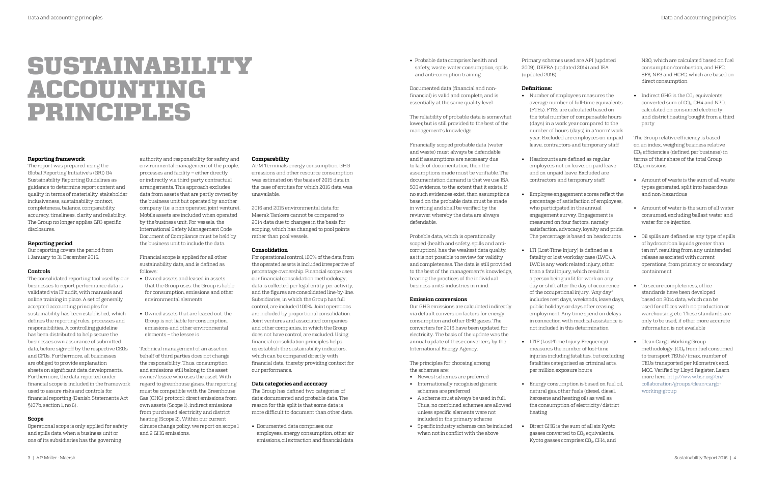# SUSTAINABILITY ACCOUNTING PRINCIPLES

**Reporting framework**

The report was prepared using the Global Reporting Initiative's (GRI) G4 Sustainability Reporting Guidelines as guidance to determine report content and quality in terms of materiality, stakeholder inclusiveness, sustainability context, completeness, balance, comparability, accuracy, timeliness, clarity and reliability. The Group no longer applies GRI-specific disclosures.

**Reporting period**

Our reporting covers the period from 1 January to 31 December 2016.

**Controls**

The consolidated reporting tool used by our businesses to report performance data is validated via IT audit, with manuals and online training in place. A set of generally accepted accounting principles for sustainability has been established, which defines the reporting rules, processes and responsibilities. A controlling guideline has been distributed to help secure the businesses own assurance of submitted data, before sign-off by the respective CEOs and CFOs. Furthermore, all businesses are obliged to provide explanation sheets on significant data developments. Furthermore, the data reported under financial scope is included in the framework used to assure risks and controls for financial reporting (Danish Statements Act §107b, section 1, no 6).

**Scope**

Operational scope is only applied for safety and spills data when a business unit or one of its subsidiaries has the governing authority and responsibility for safety and environmental management of the people, processes and facility – either directly or indirectly via third-party contractual arrangements. This approach excludes data from assets that are partly owned by the business unit but operated by another company (i.e. a non-operated joint venture). Mobile assets are included when operated by the business unit. For vessels, the International Safety Management Code Document of Compliance must be held by the business unit to include the data.

Financial scope is applied for all other sustainability data, and is defined as follows:

- Owned assets and leased in assets that the Group uses: the Group is liable for consumption, emissions and other environmental elements
- Owned assets that are leased out: the Group is not liable for consumption, emissions and other environmental elements – the lessee is

Technical management of an asset on behalf of third parties does not change the responsibility. Thus, consumption and emissions still belong to the asset owner/lessee who uses the asset. With regard to greenhouse gases, the reporting must be compatible with the Greenhouse Gas (GHG) protocol: direct emissions from own assets (Scope 1), indirect emissions from purchased electricity and district heating (Scope 2). Within our current climate change policy, we report on scope 1 and 2 GHG emissions.

**Comparability**

APM Terminals energy consumption, GHG emissions and other resource consumption was estimated on the basis of 2015 data in the case of entities for which 2016 data was unavailable.

2016 and 2015 environmental data for Maersk Tankers cannot be compared to 2014 data due to changes in the basis for scoping, which has changed to pool points rather than pool vessels.

**Consolidation**

For operational control, 100% of the data from the operated assets is included irrespective of percentage ownership. Financial scope uses our financial consolidation methodology; data is collected per legal entity per activity, and the figures are consolidated line-by-line. Subsidiaries, in which the Group has full control, are included 100%. Joint operations are included by proportional consolidation. Joint ventures and associated companies and other companies, in which the Group does not have control, are excluded. Using financial consolidation principles helps us establish the sustainability indicators, which can be compared directly with financial data, thereby providing context for our performance.

**Data categories and accuracy**

The Group has defined two categories of data: documented and probable data. The reason for this split is that some data is more difficult to document than other data.

- Documented data comprises: our employees, energy consumption, other air emissions, oil extraction and financial data
- Probable data comprise: health and safety, waste, water consumption, spills and anti-corruption training

Documented data (financial and non-financial) is valid and complete, and is essentially at the same quality level.

The reliability of probable data is somewhat lower, but is still provided to the best of the management's knowledge.

Financially scoped probable data (water and waste) must always be defendable, and if assumptions are necessary due to lack of documentation, then the assumptions made must be verifiable. The documentation demand is that we use ISA 500 evidence, to the extent that it exists. If no such evidences exist, then assumptions based on the probable data must be made in writing and shall be verified by the reviewer, whereby the data are always defendable.

Probable data, which is operationally scoped (health and safety, spills and anti-corruption), has the weakest data quality, as it is not possible to review for validity and completeness. The data is still provided to the best of the management's knowledge, bearing the practices of the individual business units' industries in mind.

**Emission conversions**

Our GHG emissions are calculated indirectly via default conversion factors for energy consumption and other GHG gases. The converters for 2016 have been updated for electricity. The basis of the update was the annual update of these converters, by the International Energy Agency.

The principles for choosing among the schemes are:

- Newest schemes are preferred
- Internationally recognised generic schemes are preferred
- A scheme must always be used in full. Thus, no combined schemes are allowed unless specific elements were not included in the primary scheme
- Specific industry schemes can be included when not in conflict with the above

Primary schemes used are API (updated 2009), DEFRA (updated 2014) and IEA (updated 2016).

**Definitions:**

- Number of employees measures the average number of full-time equivalents (FTEs). FTEs are calculated based on the total number of compensable hours (days) in a work year compared to the number of hours (days) in a 'norm' work year. Excluded are employees on unpaid leave, contractors and temporary staff
- Headcounts are defined as regular employees not on leave, on paid leave and on unpaid leave. Excluded are contractors and temporary staff
- Employee engagement scores reflect the percentage of satisfaction of employees, who participated in the annual engagement survey. Engagement is measured on four factors, namely satisfaction, advocacy, loyalty and pride. The percentage is based on headcounts
- LTI (Lost-Time Injury) is defined as a fatality or lost workday case (LWC). A LWC is any work related injury, other than a fatal injury, which results in a person being unfit for work on any day or shift after the day of occurrence of the occupational injury. "Any day" includes rest days, weekends, leave days, public holidays or days after ceasing employment. Any time spend on delays in connection with medical assistance is not included in this determination
- LTIF (Lost-Time Injury Frequency) measures the number of lost-time injuries including fatalities, but excluding fatalities categorised as criminal acts, per million exposure hours
- Energy consumption is based on fuel oil, natural gas, other fuels (diesel, diesel, kerosene and heating oil) as well as the consumption of electricity/district heating
- Direct GHG is the sum of all six Kyoto gasses converted to $CO_2$ equivalents. Kyoto gasses comprise: $CO_2$, CH4, and N2O, which are calculated based on fuel consumption/combustion, and HFC, SF6, NF3 and HCFC, which are based on direct consumption
- Indirect GHG is the $CO_2$ equivalents' converted sum of $CO_2$, CH4 and N2O, calculated on consumed electricity and district heating bought from a third party

The Group relative efficiency is based on an index, weighing business relative $CO_2$ efficiencies (defined per business) in terms of their share of the total Group $CO_2$ emissions.

- Amount of waste is the sum of all waste types generated, split into hazardous and non-hazardous
- Amount of water is the sum of all water consumed, excluding ballast water and water for re-injection
- Oil spills are defined as any type of spills of hydrocarbon liquids greater than ten $m^3$, resulting from any unintended release associated with current operations, from primary or secondary containment
- To secure completeness, office standards have been developed based on 2014 data, which can be used for offices with no production or warehousing, etc. These standards are only to be used, if other more accurate information is not available
- Clean Cargo Working Group methodology: ($CO_2$ from fuel consumed to transport TEUs)/(max. number of TEUs transported per kilometre); excl. MCC. Verified by Lloyd Register. Learn more here: http://www.bsr.org/en/collaboration/groups/clean-cargo-working-group